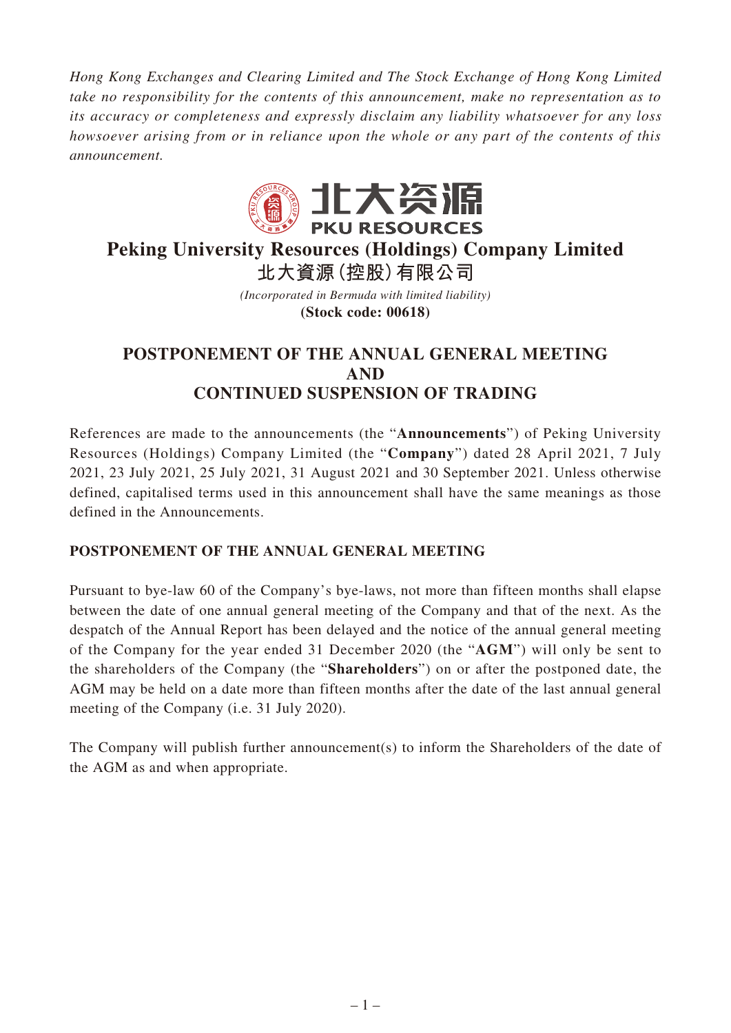*Hong Kong Exchanges and Clearing Limited and The Stock Exchange of Hong Kong Limited take no responsibility for the contents of this announcement, make no representation as to its accuracy or completeness and expressly disclaim any liability whatsoever for any loss howsoever arising from or in reliance upon the whole or any part of the contents of this announcement.*

北大资源
PKU RESOURCES

# Peking University Resources (Holdings) Company Limited
# 北大資源(控股)有限公司

*(Incorporated in Bermuda with limited liability)*

**(Stock code: 00618)**

## POSTPONEMENT OF THE ANNUAL GENERAL MEETING AND CONTINUED SUSPENSION OF TRADING

References are made to the announcements (the "**Announcements**") of Peking University Resources (Holdings) Company Limited (the "**Company**") dated 28 April 2021, 7 July 2021, 23 July 2021, 25 July 2021, 31 August 2021 and 30 September 2021. Unless otherwise defined, capitalised terms used in this announcement shall have the same meanings as those defined in the Announcements.

### POSTPONEMENT OF THE ANNUAL GENERAL MEETING

Pursuant to bye-law 60 of the Company's bye-laws, not more than fifteen months shall elapse between the date of one annual general meeting of the Company and that of the next. As the despatch of the Annual Report has been delayed and the notice of the annual general meeting of the Company for the year ended 31 December 2020 (the "**AGM**") will only be sent to the shareholders of the Company (the "**Shareholders**") on or after the postponed date, the AGM may be held on a date more than fifteen months after the date of the last annual general meeting of the Company (i.e. 31 July 2020).

The Company will publish further announcement(s) to inform the Shareholders of the date of the AGM as and when appropriate.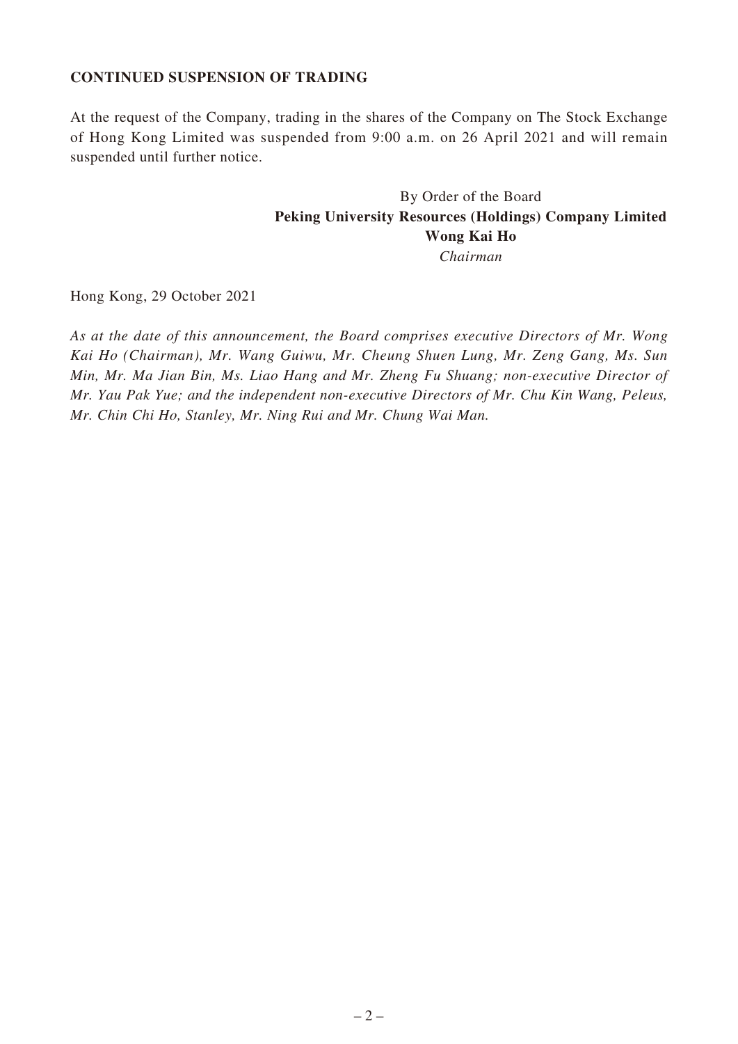**CONTINUED SUSPENSION OF TRADING**

At the request of the Company, trading in the shares of the Company on The Stock Exchange of Hong Kong Limited was suspended from 9:00 a.m. on 26 April 2021 and will remain suspended until further notice.

By Order of the Board
**Peking University Resources (Holdings) Company Limited**
**Wong Kai Ho**
*Chairman*

Hong Kong, 29 October 2021

*As at the date of this announcement, the Board comprises executive Directors of Mr. Wong Kai Ho (Chairman), Mr. Wang Guiwu, Mr. Cheung Shuen Lung, Mr. Zeng Gang, Ms. Sun Min, Mr. Ma Jian Bin, Ms. Liao Hang and Mr. Zheng Fu Shuang; non-executive Director of Mr. Yau Pak Yue; and the independent non-executive Directors of Mr. Chu Kin Wang, Peleus, Mr. Chin Chi Ho, Stanley, Mr. Ning Rui and Mr. Chung Wai Man.*